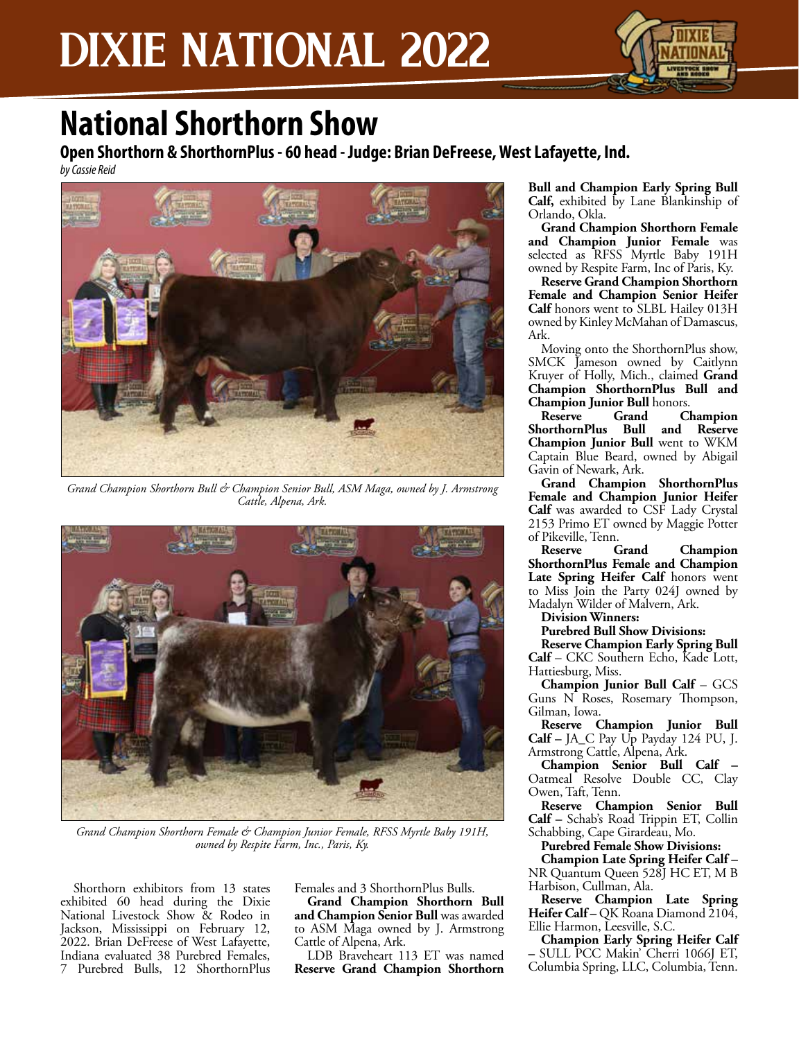# DIXIE NATIONAL 2022

## National Shorthorn Show

### Open Shorthorn & ShorthornPlus - 60 head - Judge: Brian DeFreese, West Lafayette, Ind.

*by Cassie Reid*

*Grand Champion Shorthorn Bull & Champion Senior Bull, ASM Maga, owned by J. Armstrong Cattle, Alpena, Ark.*

*Grand Champion Shorthorn Female & Champion Junior Female, RFSS Myrtle Baby 191H, owned by Respite Farm, Inc., Paris, Ky.*

Shorthorn exhibitors from 13 states exhibited 60 head during the Dixie National Livestock Show & Rodeo in Jackson, Mississippi on February 12, 2022. Brian DeFreese of West Lafayette, Indiana evaluated 38 Purebred Females, 7 Purebred Bulls, 12 ShorthornPlus Females and 3 ShorthornPlus Bulls.

**Grand Champion Shorthorn Bull and Champion Senior Bull** was awarded to ASM Maga owned by J. Armstrong Cattle of Alpena, Ark.

LDB Braveheart 113 ET was named **Reserve Grand Champion Shorthorn Bull and Champion Early Spring Bull Calf,** exhibited by Lane Blankinship of Orlando, Okla.

**Grand Champion Shorthorn Female and Champion Junior Female** was selected as RFSS Myrtle Baby 191H owned by Respite Farm, Inc of Paris, Ky.

**Reserve Grand Champion Shorthorn Female and Champion Senior Heifer Calf** honors went to SLBL Hailey 013H owned by Kinley McMahan of Damascus, Ark.

Moving onto the ShorthornPlus show, SMCK Jameson owned by Caitlynn Kruyer of Holly, Mich., claimed **Grand Champion ShorthornPlus Bull and Champion Junior Bull** honors.

**Reserve Grand Champion ShorthornPlus Bull and Reserve Champion Junior Bull** went to WKM Captain Blue Beard, owned by Abigail Gavin of Newark, Ark.

**Grand Champion ShorthornPlus Female and Champion Junior Heifer Calf** was awarded to CSF Lady Crystal 2153 Primo ET owned by Maggie Potter of Pikeville, Tenn.

**Reserve Grand Champion ShorthornPlus Female and Champion Late Spring Heifer Calf** honors went to Miss Join the Party 024J owned by Madalyn Wilder of Malvern, Ark.

**Division Winners:**

**Purebred Bull Show Divisions:**

**Reserve Champion Early Spring Bull Calf** – CKC Southern Echo, Kade Lott, Hattiesburg, Miss.

**Champion Junior Bull Calf** – GCS Guns N Roses, Rosemary Thompson, Gilman, Iowa.

**Reserve Champion Junior Bull Calf –** JA_C Pay Up Payday 124 PU, J. Armstrong Cattle, Alpena, Ark.

**Champion Senior Bull Calf –** Oatmeal Resolve Double CC, Clay Owen, Taft, Tenn.

**Reserve Champion Senior Bull Calf –** Schab's Road Trippin ET, Collin Schabbing, Cape Girardeau, Mo.

**Purebred Female Show Divisions:**

**Champion Late Spring Heifer Calf –** NR Quantum Queen 528J HC ET, M B Harbison, Cullman, Ala.

**Reserve Champion Late Spring Heifer Calf –** QK Roana Diamond 2104, Ellie Harmon, Leesville, S.C.

**Champion Early Spring Heifer Calf –** SULL PCC Makin' Cherri 1066J ET, Columbia Spring, LLC, Columbia, Tenn.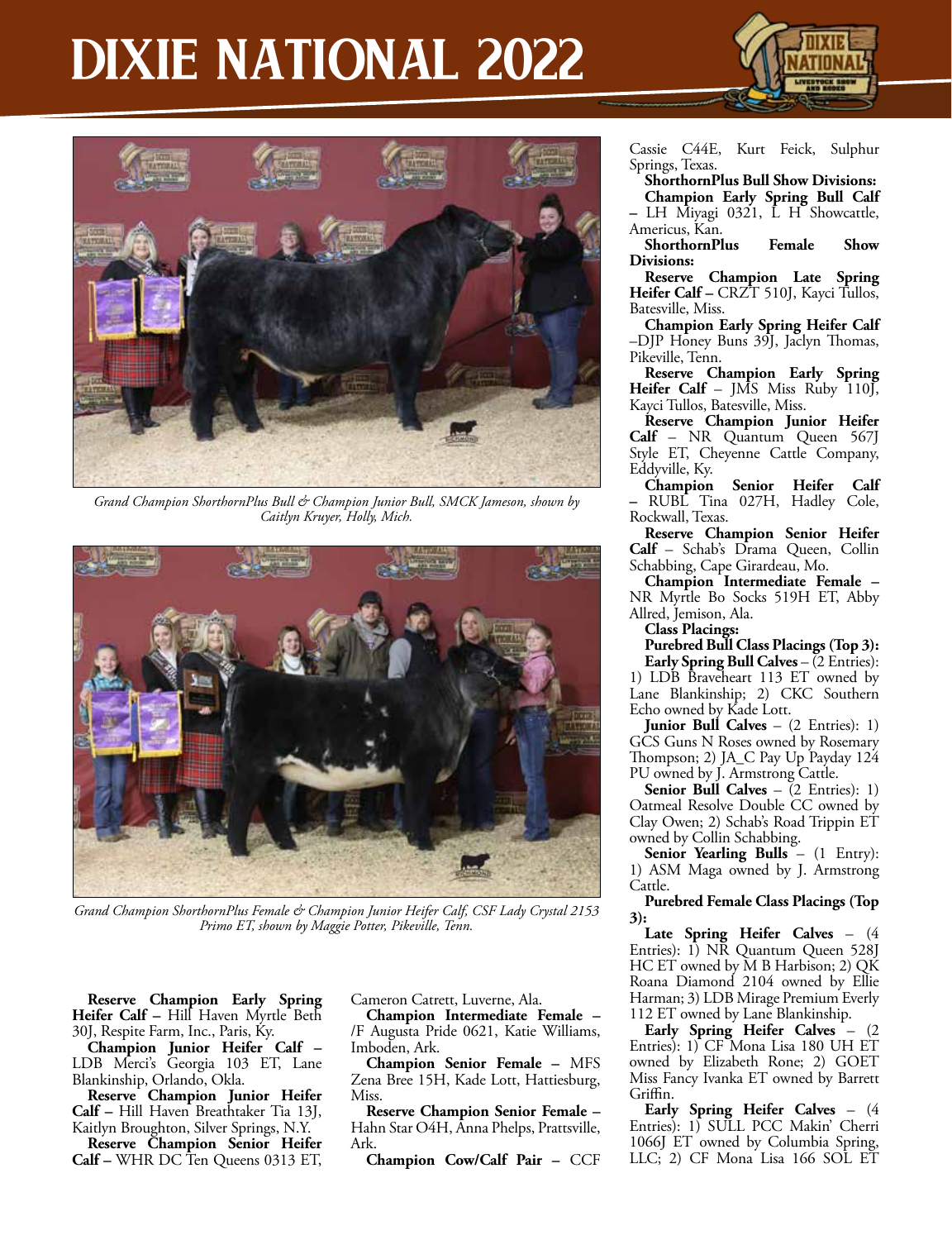*Grand Champion ShorthornPlus Bull & Champion Junior Bull, SMCK Jameson, shown by Caitlyn Kruyer, Holly, Mich.*

*Grand Champion ShorthornPlus Female & Champion Junior Heifer Calf, CSF Lady Crystal 2153 Primo ET, shown by Maggie Potter, Pikeville, Tenn.*

**Reserve Champion Early Spring Heifer Calf –** Hill Haven Myrtle Beth 30J, Respite Farm, Inc., Paris, Ky.

**Champion Junior Heifer Calf –** LDB Merci's Georgia 103 ET, Lane Blankinship, Orlando, Okla.

**Reserve Champion Junior Heifer Calf –** Hill Haven Breathtaker Tia 13J, Kaitlyn Broughton, Silver Springs, N.Y.

**Reserve Champion Senior Heifer Calf –** WHR DC Ten Queens 0313 ET, Cameron Catrett, Luverne, Ala.

**Champion Intermediate Female –** /F Augusta Pride 0621, Katie Williams, Imboden, Ark.

**Champion Senior Female –** MFS Zena Bree 15H, Kade Lott, Hattiesburg, Miss.

**Reserve Champion Senior Female –** Hahn Star O4H, Anna Phelps, Prattsville, Ark.

**Champion Cow/Calf Pair –** CCF Cassie C44E, Kurt Feick, Sulphur Springs, Texas.

**ShorthornPlus Bull Show Divisions:**

**Champion Early Spring Bull Calf –** LH Miyagi 0321, L H Showcattle, Americus, Kan.

**ShorthornPlus Female Show Divisions:**

**Reserve Champion Late Spring Heifer Calf –** CRZT 510J, Kayci Tullos, Batesville, Miss.

**Champion Early Spring Heifer Calf** –DJP Honey Buns 39J, Jaclyn Thomas, Pikeville, Tenn.

**Reserve Champion Early Spring Heifer Calf** – JMS Miss Ruby 110J, Kayci Tullos, Batesville, Miss.

**Reserve Champion Junior Heifer Calf** – NR Quantum Queen 567J Style ET, Cheyenne Cattle Company, Eddyville, Ky.

**Champion Senior Heifer Calf –** RUBL Tina 027H, Hadley Cole, Rockwall, Texas.

**Reserve Champion Senior Heifer Calf** – Schab's Drama Queen, Collin Schabbing, Cape Girardeau, Mo.

**Champion Intermediate Female –** NR Myrtle Bo Socks 519H ET, Abby Allred, Jemison, Ala.

**Class Placings:**

**Purebred Bull Class Placings (Top 3):**

**Early Spring Bull Calves** – (2 Entries): 1) LDB Braveheart 113 ET owned by Lane Blankinship; 2) CKC Southern Echo owned by Kade Lott.

**Junior Bull Calves** – (2 Entries): 1) GCS Guns N Roses owned by Rosemary Thompson; 2) JA_C Pay Up Payday 124 PU owned by J. Armstrong Cattle.

**Senior Bull Calves** – (2 Entries): 1) Oatmeal Resolve Double CC owned by Clay Owen; 2) Schab's Road Trippin ET owned by Collin Schabbing.

**Senior Yearling Bulls** – (1 Entry): 1) ASM Maga owned by J. Armstrong Cattle.

**Purebred Female Class Placings (Top 3):**

**Late Spring Heifer Calves** – (4 Entries): 1) NR Quantum Queen 528J HC ET owned by M B Harbison; 2) QK Roana Diamond 2104 owned by Ellie Harman; 3) LDB Mirage Premium Everly 112 ET owned by Lane Blankinship.

**Early Spring Heifer Calves** – (2 Entries): 1) CF Mona Lisa 180 UH ET owned by Elizabeth Rone; 2) GOET Miss Fancy Ivanka ET owned by Barrett Griffin.

**Early Spring Heifer Calves** – (4 Entries): 1) SULL PCC Makin' Cherri 1066J ET owned by Columbia Spring, LLC; 2) CF Mona Lisa 166 SOL ET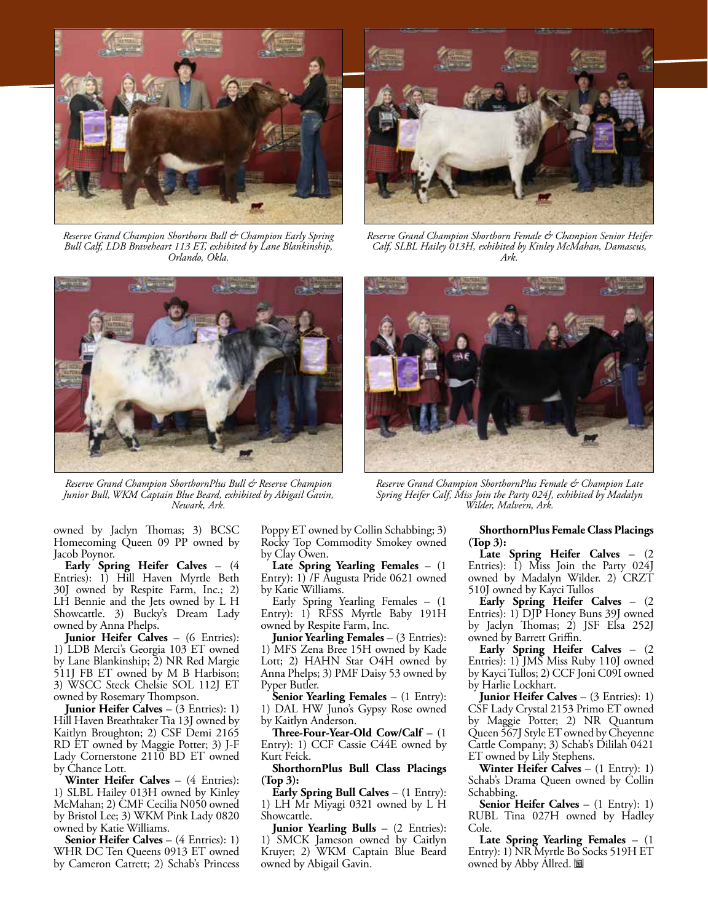*Reserve Grand Champion Shorthorn Bull & Champion Early Spring Bull Calf, LDB Braveheart 113 ET, exhibited by Lane Blankinship, Orlando, Okla.*

*Reserve Grand Champion Shorthorn Female & Champion Senior Heifer Calf, SLBL Hailey 013H, exhibited by Kinley McMahan, Damascus, Ark.*

*Reserve Grand Champion ShorthornPlus Bull & Reserve Champion Junior Bull, WKM Captain Blue Beard, exhibited by Abigail Gavin, Newark, Ark.*

*Reserve Grand Champion ShorthornPlus Female & Champion Late Spring Heifer Calf, Miss Join the Party 024J, exhibited by Madalyn Wilder, Malvern, Ark.*

owned by Jaclyn Thomas; 3) BCSC Homecoming Queen 09 PP owned by Jacob Poynor.

**Early Spring Heifer Calves** – (4 Entries): 1) Hill Haven Myrtle Beth 30J owned by Respite Farm, Inc.; 2) LH Bennie and the Jets owned by L H Showcattle. 3) Bucky's Dream Lady owned by Anna Phelps.

**Junior Heifer Calves** – (6 Entries): 1) LDB Merci's Georgia 103 ET owned by Lane Blankinship; 2) NR Red Margie 511J FB ET owned by M B Harbison; 3) WSCC Steck Chelsie SOL 112J ET owned by Rosemary Thompson.

**Junior Heifer Calves** – (3 Entries): 1) Hill Haven Breathtaker Tia 13J owned by Kaitlyn Broughton; 2) CSF Demi 2165 RD ET owned by Maggie Potter; 3) J-F Lady Cornerstone 2110 BD ET owned by Chance Lott.

**Winter Heifer Calves** – (4 Entries): 1) SLBL Hailey 013H owned by Kinley McMahan; 2) CMF Cecilia N050 owned by Bristol Lee; 3) WKM Pink Lady 0820 owned by Katie Williams.

**Senior Heifer Calves** – (4 Entries): 1) WHR DC Ten Queens 0913 ET owned by Cameron Catrett; 2) Schab's Princess Poppy ET owned by Collin Schabbing; 3) Rocky Top Commodity Smokey owned by Clay Owen.

**Late Spring Yearling Females** – (1 Entry): 1) /F Augusta Pride 0621 owned by Katie Williams.

Early Spring Yearling Females – (1 Entry): 1) RFSS Myrtle Baby 191H owned by Respite Farm, Inc.

**Junior Yearling Females** – (3 Entries): 1) MFS Zena Bree 15H owned by Kade Lott; 2) HAHN Star O4H owned by Anna Phelps; 3) PMF Daisy 53 owned by Pyper Butler.

**Senior Yearling Females** – (1 Entry): 1) DAL HW Juno's Gypsy Rose owned by Kaitlyn Anderson.

**Three-Four-Year-Old Cow/Calf** – (1 Entry): 1) CCF Cassie C44E owned by Kurt Feick.

**ShorthornPlus Bull Class Placings (Top 3):**

**Early Spring Bull Calves** – (1 Entry): 1) LH Mr Miyagi 0321 owned by L H Showcattle.

**Junior Yearling Bulls** – (2 Entries): 1) SMCK Jameson owned by Caitlyn Kruyer; 2) WKM Captain Blue Beard owned by Abigail Gavin.

**ShorthornPlus Female Class Placings (Top 3):**

**Late Spring Heifer Calves** – (2 Entries): 1) Miss Join the Party 024J owned by Madalyn Wilder. 2) CRZT 510J owned by Kayci Tullos

**Early Spring Heifer Calves** – (2 Entries): 1) DJP Honey Buns 39J owned by Jaclyn Thomas; 2) JSF Elsa 252J owned by Barrett Griffin.

**Early Spring Heifer Calves** – (2 Entries): 1) JMS Miss Ruby 110J owned by Kayci Tullos; 2) CCF Joni C09I owned by Harlie Lockhart.

**Junior Heifer Calves** – (3 Entries): 1) CSF Lady Crystal 2153 Primo ET owned by Maggie Potter; 2) NR Quantum Queen 567J Style ET owned by Cheyenne Cattle Company; 3) Schab's Dililah 0421 ET owned by Lily Stephens.

**Winter Heifer Calves** – (1 Entry): 1) Schab's Drama Queen owned by Collin Schabbing.

**Senior Heifer Calves** – (1 Entry): 1) RUBL Tina 027H owned by Hadley Cole.

**Late Spring Yearling Females** – (1 Entry): 1) NR Myrtle Bo Socks 519H ET owned by Abby Allred.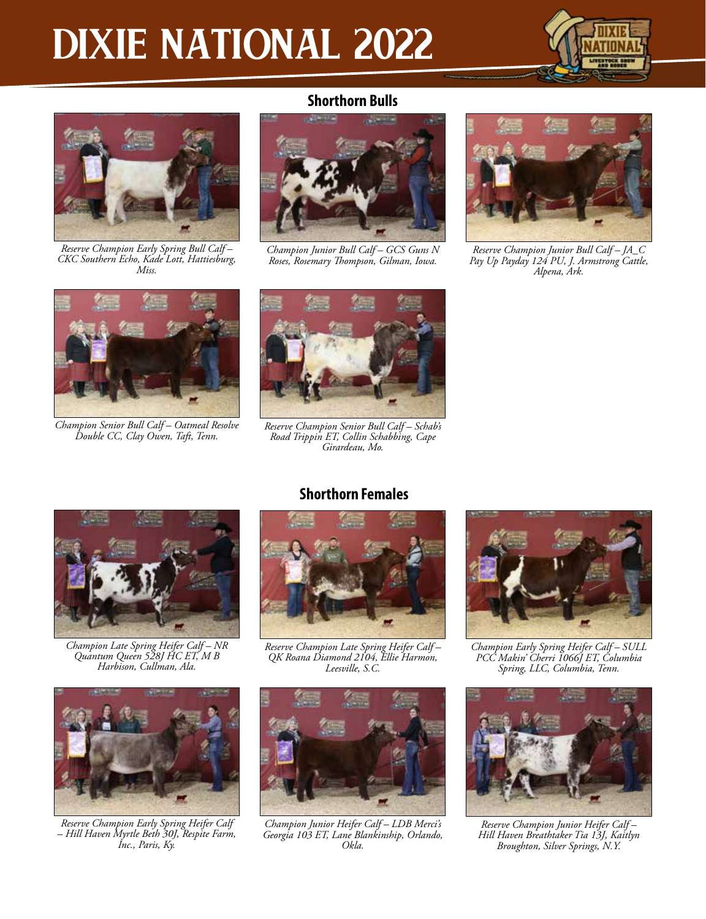# DIXIE NATIONAL 2022

## Shorthorn Bulls

*Reserve Champion Early Spring Bull Calf – CKC Southern Echo, Kade Lott, Hattiesburg, Miss.*

*Champion Junior Bull Calf – GCS Guns N Roses, Rosemary Thompson, Gilman, Iowa.*

*Reserve Champion Junior Bull Calf – JA_C Pay Up Payday 124 PU, J. Armstrong Cattle, Alpena, Ark.*

*Champion Senior Bull Calf – Oatmeal Resolve Double CC, Clay Owen, Taft, Tenn.*

*Reserve Champion Senior Bull Calf – Schab's Road Trippin ET, Collin Schabbing, Cape Girardeau, Mo.*

## Shorthorn Females

*Champion Late Spring Heifer Calf – NR Quantum Queen 528J HC ET, M B Harbison, Cullman, Ala.*

*Reserve Champion Late Spring Heifer Calf – QK Roana Diamond 2104, Ellie Harmon, Leesville, S.C.*

*Champion Early Spring Heifer Calf – SULL PCC Makin' Cherri 1066J ET, Columbia Spring, LLC, Columbia, Tenn.*

*Reserve Champion Early Spring Heifer Calf – Hill Haven Myrtle Beth 30J, Respite Farm, Inc., Paris, Ky.*

*Champion Junior Heifer Calf – LDB Merci's Georgia 103 ET, Lane Blankinship, Orlando, Okla.*

*Reserve Champion Junior Heifer Calf – Hill Haven Breathtaker Tia 13J, Kaitlyn Broughton, Silver Springs, N.Y.*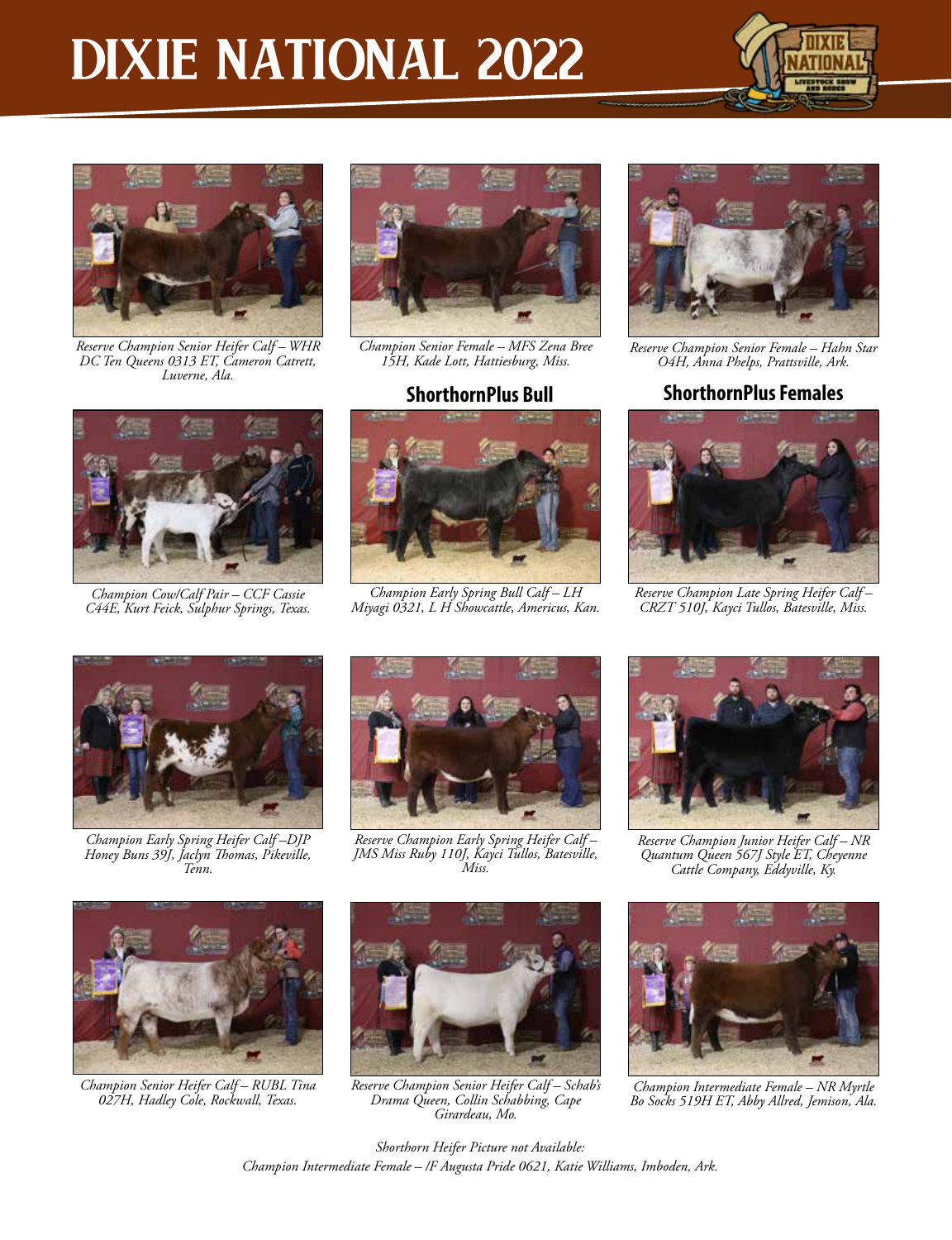# DIXIE NATIONAL 2022

*Reserve Champion Senior Heifer Calf – WHR DC Ten Queens 0313 ET, Cameron Catrett, Luverne, Ala.*

*Champion Senior Female – MFS Zena Bree 15H, Kade Lott, Hattiesburg, Miss.*

*Reserve Champion Senior Female – Hahn Star O4H, Anna Phelps, Prattsville, Ark.*

*Champion Cow/Calf Pair – CCF Cassie C44E, Kurt Feick, Sulphur Springs, Texas.*

## ShorthornPlus Bull

*Champion Early Spring Bull Calf – LH Miyagi 0321, L H Showcattle, Americus, Kan.*

## ShorthornPlus Females

*Reserve Champion Late Spring Heifer Calf – CRZT 510J, Kayci Tullos, Batesville, Miss.*

*Champion Early Spring Heifer Calf –DJP Honey Buns 39J, Jaclyn Thomas, Pikeville, Tenn.*

*Reserve Champion Early Spring Heifer Calf – JMS Miss Ruby 110J, Kayci Tullos, Batesville, Miss.*

*Reserve Champion Junior Heifer Calf – NR Quantum Queen 567J Style ET, Cheyenne Cattle Company, Eddyville, Ky.*

*Champion Senior Heifer Calf – RUBL Tina 027H, Hadley Cole, Rockwall, Texas.*

*Reserve Champion Senior Heifer Calf – Schab's Drama Queen, Collin Schabbing, Cape Girardeau, Mo.*

*Champion Intermediate Female – NR Myrtle Bo Socks 519H ET, Abby Allred, Jemison, Ala.*

*Shorthorn Heifer Picture not Available:*
*Champion Intermediate Female – /F Augusta Pride 0621, Katie Williams, Imboden, Ark.*